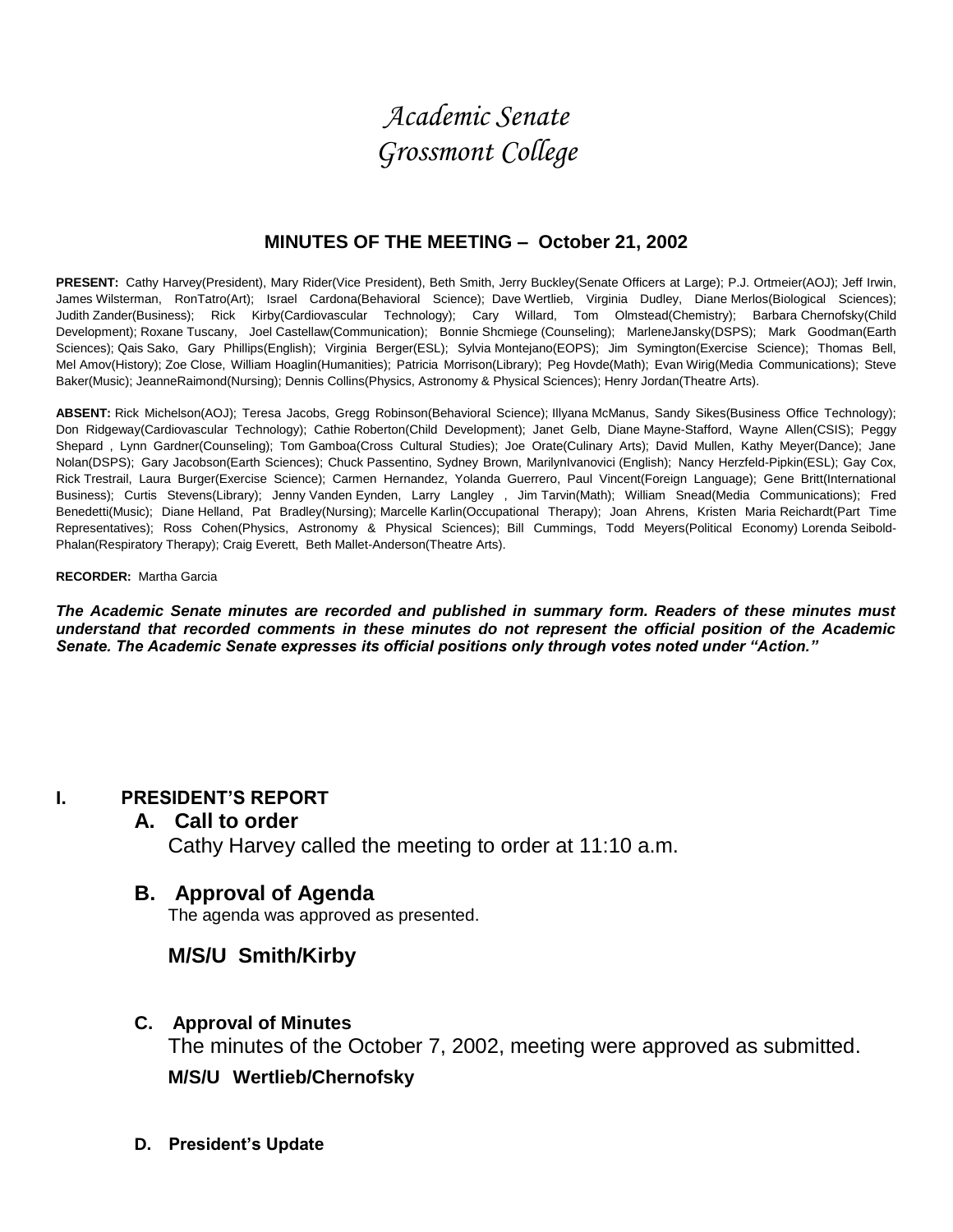# *Academic Senate*
# *Grossmont College*

## MINUTES OF THE MEETING – October 21, 2002

**PRESENT:** Cathy Harvey(President), Mary Rider(Vice President), Beth Smith, Jerry Buckley(Senate Officers at Large); P.J. Ortmeier(AOJ); Jeff Irwin, James Wilsterman, RonTatro(Art); Israel Cardona(Behavioral Science); Dave Wertlieb, Virginia Dudley, Diane Merlos(Biological Sciences); Judith Zander(Business); Rick Kirby(Cardiovascular Technology); Cary Willard, Tom Olmstead(Chemistry); Barbara Chernofsky(Child Development); Roxane Tuscany, Joel Castellaw(Communication); Bonnie Shcmiege (Counseling); MarleneJansky(DSPS); Mark Goodman(Earth Sciences); Qais Sako, Gary Phillips(English); Virginia Berger(ESL); Sylvia Montejano(EOPS); Jim Symington(Exercise Science); Thomas Bell, Mel Amov(History); Zoe Close, William Hoaglin(Humanities); Patricia Morrison(Library); Peg Hovde(Math); Evan Wirig(Media Communications); Steve Baker(Music); JeanneRaimond(Nursing); Dennis Collins(Physics, Astronomy & Physical Sciences); Henry Jordan(Theatre Arts).

**ABSENT:** Rick Michelson(AOJ); Teresa Jacobs, Gregg Robinson(Behavioral Science); Illyana McManus, Sandy Sikes(Business Office Technology); Don Ridgeway(Cardiovascular Technology); Cathie Roberton(Child Development); Janet Gelb, Diane Mayne-Stafford, Wayne Allen(CSIS); Peggy Shepard , Lynn Gardner(Counseling); Tom Gamboa(Cross Cultural Studies); Joe Orate(Culinary Arts); David Mullen, Kathy Meyer(Dance); Jane Nolan(DSPS); Gary Jacobson(Earth Sciences); Chuck Passentino, Sydney Brown, MarilynIvanovici (English); Nancy Herzfeld-Pipkin(ESL); Gay Cox, Rick Trestrail, Laura Burger(Exercise Science); Carmen Hernandez, Yolanda Guerrero, Paul Vincent(Foreign Language); Gene Britt(International Business); Curtis Stevens(Library); Jenny Vanden Eynden, Larry Langley , Jim Tarvin(Math); William Snead(Media Communications); Fred Benedetti(Music); Diane Helland, Pat Bradley(Nursing); Marcelle Karlin(Occupational Therapy); Joan Ahrens, Kristen Maria Reichardt(Part Time Representatives); Ross Cohen(Physics, Astronomy & Physical Sciences); Bill Cummings, Todd Meyers(Political Economy) Lorenda Seibold-Phalan(Respiratory Therapy); Craig Everett, Beth Mallet-Anderson(Theatre Arts).

**RECORDER:** Martha Garcia

***The Academic Senate minutes are recorded and published in summary form. Readers of these minutes must understand that recorded comments in these minutes do not represent the official position of the Academic Senate. The Academic Senate expresses its official positions only through votes noted under "Action."***

## I. PRESIDENT'S REPORT

### A. Call to order

Cathy Harvey called the meeting to order at 11:10 a.m.

### B. Approval of Agenda

The agenda was approved as presented.

**M/S/U Smith/Kirby**

### C. Approval of Minutes

The minutes of the October 7, 2002, meeting were approved as submitted.

**M/S/U Wertlieb/Chernofsky**

### D. President's Update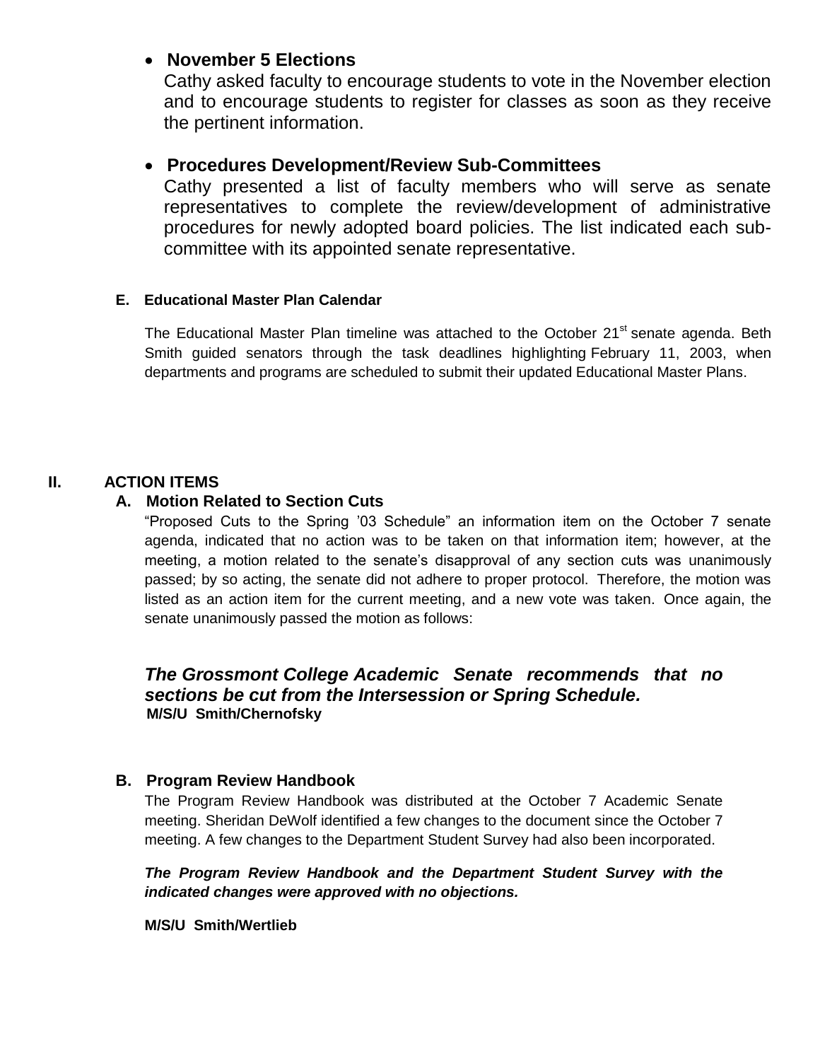- **November 5 Elections**

  Cathy asked faculty to encourage students to vote in the November election and to encourage students to register for classes as soon as they receive the pertinent information.

- **Procedures Development/Review Sub-Committees**

  Cathy presented a list of faculty members who will serve as senate representatives to complete the review/development of administrative procedures for newly adopted board policies. The list indicated each sub-committee with its appointed senate representative.

### E. Educational Master Plan Calendar

The Educational Master Plan timeline was attached to the October 21st senate agenda. Beth Smith guided senators through the task deadlines highlighting February 11, 2003, when departments and programs are scheduled to submit their updated Educational Master Plans.

## II. ACTION ITEMS

### A. Motion Related to Section Cuts

"Proposed Cuts to the Spring '03 Schedule" an information item on the October 7 senate agenda, indicated that no action was to be taken on that information item; however, at the meeting, a motion related to the senate's disapproval of any section cuts was unanimously passed; by so acting, the senate did not adhere to proper protocol. Therefore, the motion was listed as an action item for the current meeting, and a new vote was taken. Once again, the senate unanimously passed the motion as follows:

***The Grossmont College Academic Senate recommends that no sections be cut from the Intersession or Spring Schedule.***

**M/S/U Smith/Chernofsky**

### B. Program Review Handbook

The Program Review Handbook was distributed at the October 7 Academic Senate meeting. Sheridan DeWolf identified a few changes to the document since the October 7 meeting. A few changes to the Department Student Survey had also been incorporated.

***The Program Review Handbook and the Department Student Survey with the indicated changes were approved with no objections.***

**M/S/U Smith/Wertlieb**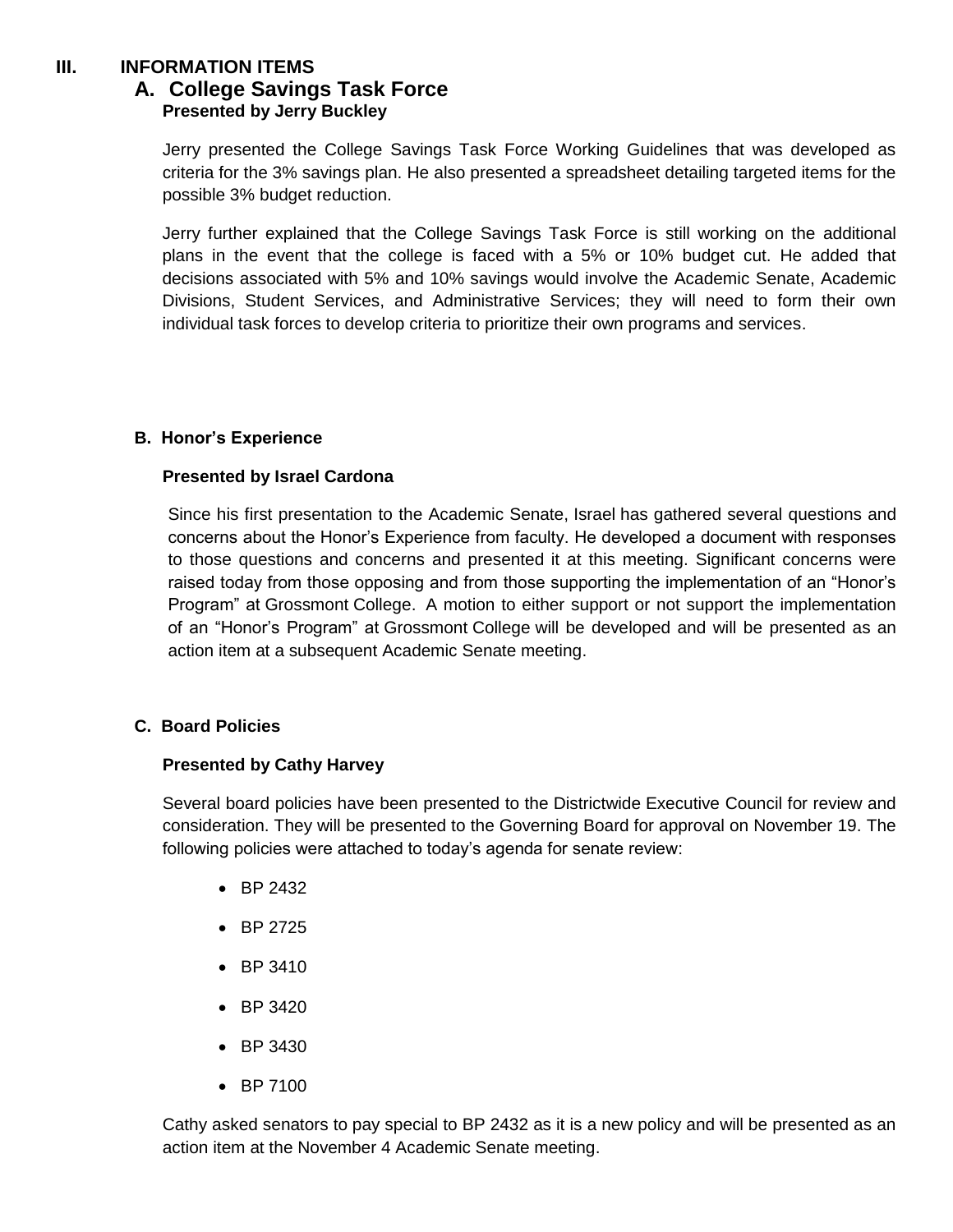## III. INFORMATION ITEMS

### A. College Savings Task Force

**Presented by Jerry Buckley**

Jerry presented the College Savings Task Force Working Guidelines that was developed as criteria for the 3% savings plan. He also presented a spreadsheet detailing targeted items for the possible 3% budget reduction.

Jerry further explained that the College Savings Task Force is still working on the additional plans in the event that the college is faced with a 5% or 10% budget cut. He added that decisions associated with 5% and 10% savings would involve the Academic Senate, Academic Divisions, Student Services, and Administrative Services; they will need to form their own individual task forces to develop criteria to prioritize their own programs and services.

### B. Honor's Experience

**Presented by Israel Cardona**

Since his first presentation to the Academic Senate, Israel has gathered several questions and concerns about the Honor's Experience from faculty. He developed a document with responses to those questions and concerns and presented it at this meeting. Significant concerns were raised today from those opposing and from those supporting the implementation of an "Honor's Program" at Grossmont College. A motion to either support or not support the implementation of an "Honor's Program" at Grossmont College will be developed and will be presented as an action item at a subsequent Academic Senate meeting.

### C. Board Policies

**Presented by Cathy Harvey**

Several board policies have been presented to the Districtwide Executive Council for review and consideration. They will be presented to the Governing Board for approval on November 19. The following policies were attached to today's agenda for senate review:

- BP 2432
- BP 2725
- BP 3410
- BP 3420
- BP 3430
- BP 7100

Cathy asked senators to pay special to BP 2432 as it is a new policy and will be presented as an action item at the November 4 Academic Senate meeting.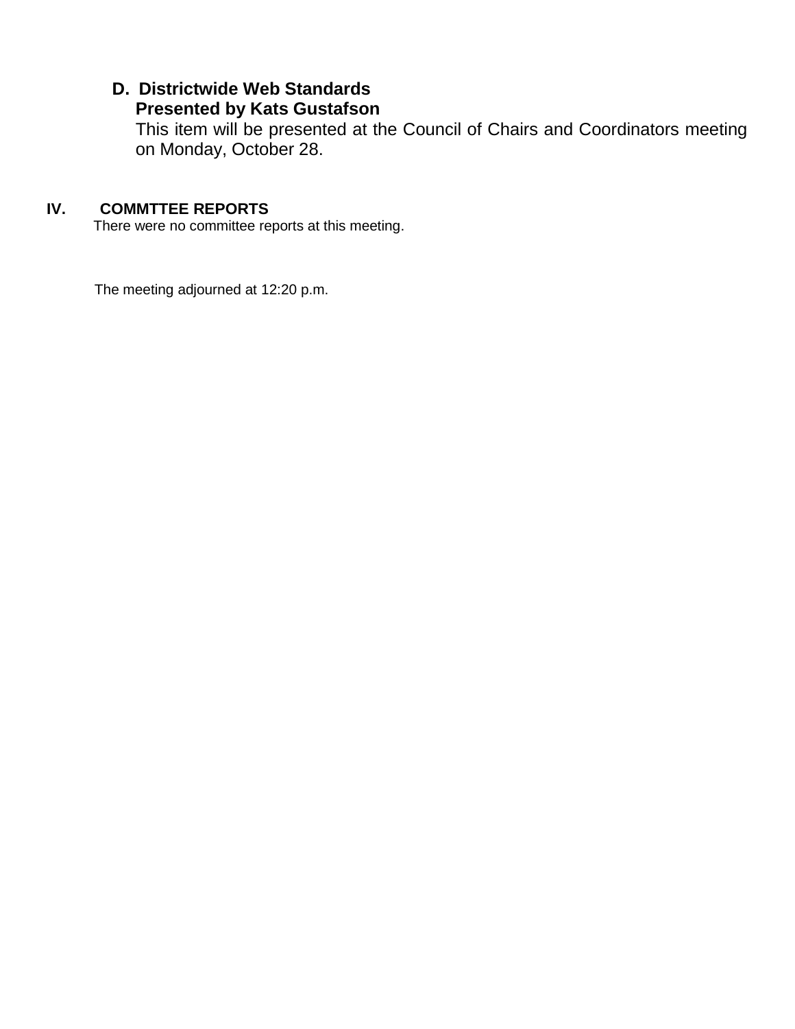**D. Districtwide Web Standards**
**Presented by Kats Gustafson**
This item will be presented at the Council of Chairs and Coordinators meeting on Monday, October 28.

## IV. COMMTTEE REPORTS

There were no committee reports at this meeting.

The meeting adjourned at 12:20 p.m.